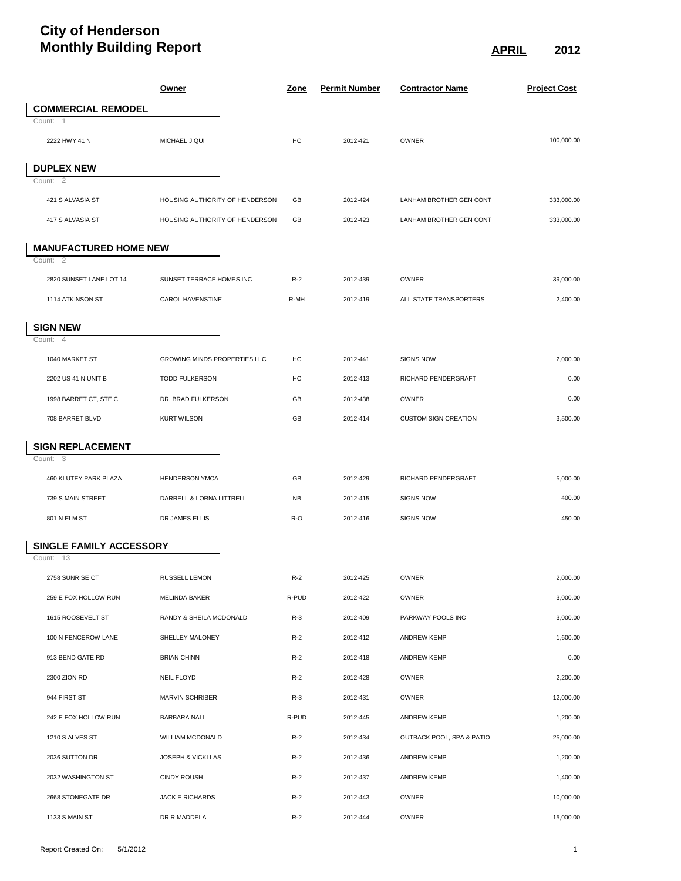# City of Henderson
# Monthly Building Report

**APRIL** 2012

| | Owner | Zone | Permit Number | Contractor Name | Project Cost |
|---|---|---|---|---|---|
| **COMMERCIAL REMODEL** | | | | | |
| Count: 1 | | | | | |
| 2222 HWY 41 N | MICHAEL J QUI | HC | 2012-421 | OWNER | 100,000.00 |
| **DUPLEX NEW** | | | | | |
| Count: 2 | | | | | |
| 421 S ALVASIA ST | HOUSING AUTHORITY OF HENDERSON | GB | 2012-424 | LANHAM BROTHER GEN CONT | 333,000.00 |
| 417 S ALVASIA ST | HOUSING AUTHORITY OF HENDERSON | GB | 2012-423 | LANHAM BROTHER GEN CONT | 333,000.00 |
| **MANUFACTURED HOME NEW** | | | | | |
| Count: 2 | | | | | |
| 2820 SUNSET LANE LOT 14 | SUNSET TERRACE HOMES INC | R-2 | 2012-439 | OWNER | 39,000.00 |
| 1114 ATKINSON ST | CAROL HAVENSTINE | R-MH | 2012-419 | ALL STATE TRANSPORTERS | 2,400.00 |
| **SIGN NEW** | | | | | |
| Count: 4 | | | | | |
| 1040 MARKET ST | GROWING MINDS PROPERTIES LLC | HC | 2012-441 | SIGNS NOW | 2,000.00 |
| 2202 US 41 N UNIT B | TODD FULKERSON | HC | 2012-413 | RICHARD PENDERGRAFT | 0.00 |
| 1998 BARRET CT, STE C | DR. BRAD FULKERSON | GB | 2012-438 | OWNER | 0.00 |
| 708 BARRET BLVD | KURT WILSON | GB | 2012-414 | CUSTOM SIGN CREATION | 3,500.00 |
| **SIGN REPLACEMENT** | | | | | |
| Count: 3 | | | | | |
| 460 KLUTEY PARK PLAZA | HENDERSON YMCA | GB | 2012-429 | RICHARD PENDERGRAFT | 5,000.00 |
| 739 S MAIN STREET | DARRELL & LORNA LITTRELL | NB | 2012-415 | SIGNS NOW | 400.00 |
| 801 N ELM ST | DR JAMES ELLIS | R-O | 2012-416 | SIGNS NOW | 450.00 |
| **SINGLE FAMILY ACCESSORY** | | | | | |
| Count: 13 | | | | | |
| 2758 SUNRISE CT | RUSSELL LEMON | R-2 | 2012-425 | OWNER | 2,000.00 |
| 259 E FOX HOLLOW RUN | MELINDA BAKER | R-PUD | 2012-422 | OWNER | 3,000.00 |
| 1615 ROOSEVELT ST | RANDY & SHEILA MCDONALD | R-3 | 2012-409 | PARKWAY POOLS INC | 3,000.00 |
| 100 N FENCEROW LANE | SHELLEY MALONEY | R-2 | 2012-412 | ANDREW KEMP | 1,600.00 |
| 913 BEND GATE RD | BRIAN CHINN | R-2 | 2012-418 | ANDREW KEMP | 0.00 |
| 2300 ZION RD | NEIL FLOYD | R-2 | 2012-428 | OWNER | 2,200.00 |
| 944 FIRST ST | MARVIN SCHRIBER | R-3 | 2012-431 | OWNER | 12,000.00 |
| 242 E FOX HOLLOW RUN | BARBARA NALL | R-PUD | 2012-445 | ANDREW KEMP | 1,200.00 |
| 1210 S ALVES ST | WILLIAM MCDONALD | R-2 | 2012-434 | OUTBACK POOL, SPA & PATIO | 25,000.00 |
| 2036 SUTTON DR | JOSEPH & VICKI LAS | R-2 | 2012-436 | ANDREW KEMP | 1,200.00 |
| 2032 WASHINGTON ST | CINDY ROUSH | R-2 | 2012-437 | ANDREW KEMP | 1,400.00 |
| 2668 STONEGATE DR | JACK E RICHARDS | R-2 | 2012-443 | OWNER | 10,000.00 |
| 1133 S MAIN ST | DR R MADDELA | R-2 | 2012-444 | OWNER | 15,000.00 |

Report Created On: 5/1/2012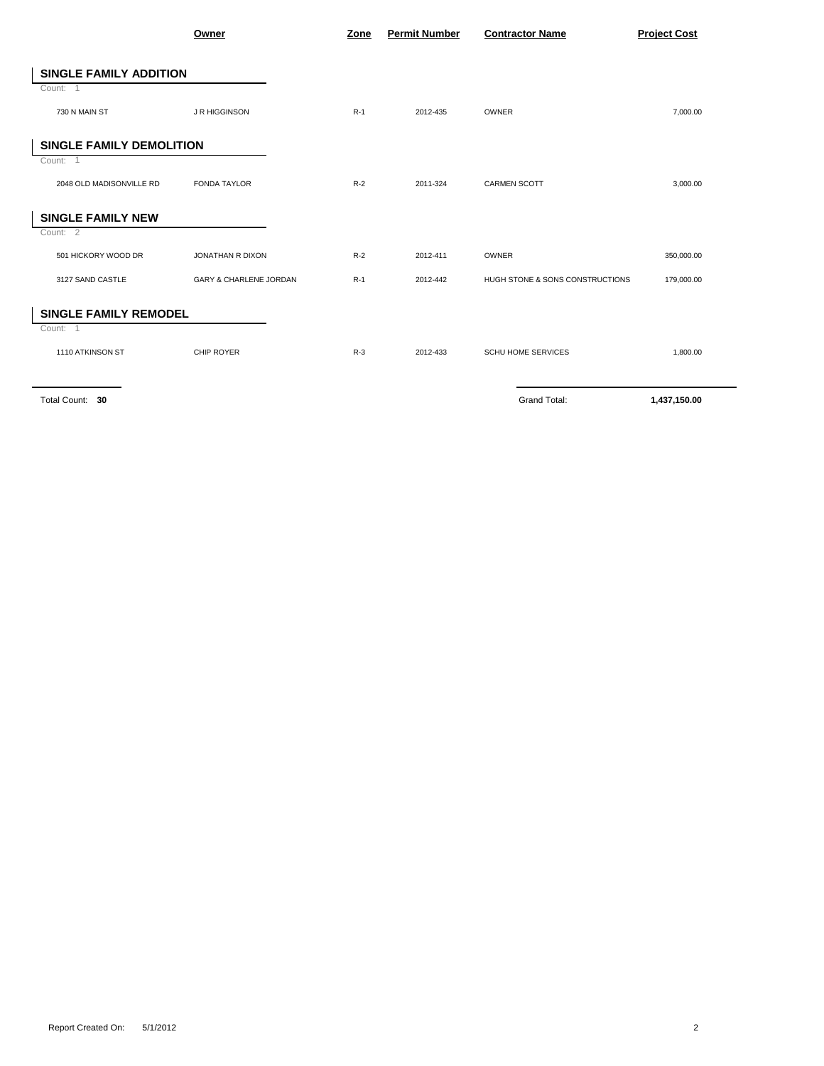| | Owner | Zone | Permit Number | Contractor Name | Project Cost |
|---|---|---|---|---|---|
| **SINGLE FAMILY ADDITION** | | | | | |
| Count: 1 | | | | | |
| 730 N MAIN ST | J R HIGGINSON | R-1 | 2012-435 | OWNER | 7,000.00 |
| **SINGLE FAMILY DEMOLITION** | | | | | |
| Count: 1 | | | | | |
| 2048 OLD MADISONVILLE RD | FONDA TAYLOR | R-2 | 2011-324 | CARMEN SCOTT | 3,000.00 |
| **SINGLE FAMILY NEW** | | | | | |
| Count: 2 | | | | | |
| 501 HICKORY WOOD DR | JONATHAN R DIXON | R-2 | 2012-411 | OWNER | 350,000.00 |
| 3127 SAND CASTLE | GARY & CHARLENE JORDAN | R-1 | 2012-442 | HUGH STONE & SONS CONSTRUCTIONS | 179,000.00 |
| **SINGLE FAMILY REMODEL** | | | | | |
| Count: 1 | | | | | |
| 1110 ATKINSON ST | CHIP ROYER | R-3 | 2012-433 | SCHU HOME SERVICES | 1,800.00 |

Total Count: **30**

Grand Total: **1,437,150.00**

Report Created On: 5/1/2012